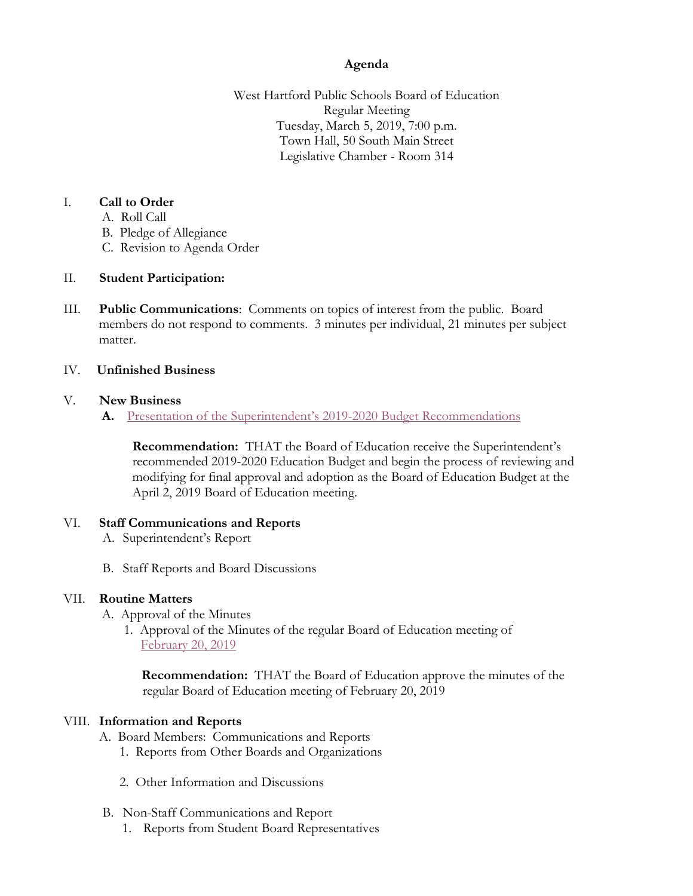# Agenda

West Hartford Public Schools Board of Education
Regular Meeting
Tuesday, March 5, 2019, 7:00 p.m.
Town Hall, 50 South Main Street
Legislative Chamber - Room 314

I. **Call to Order**
   A. Roll Call
   B. Pledge of Allegiance
   C. Revision to Agenda Order

II. **Student Participation:**

III. **Public Communications**: Comments on topics of interest from the public. Board members do not respond to comments. 3 minutes per individual, 21 minutes per subject matter.

IV. **Unfinished Business**

V. **New Business**
   **A.** Presentation of the Superintendent's 2019-2020 Budget Recommendations

   **Recommendation:** THAT the Board of Education receive the Superintendent's recommended 2019-2020 Education Budget and begin the process of reviewing and modifying for final approval and adoption as the Board of Education Budget at the April 2, 2019 Board of Education meeting.

VI. **Staff Communications and Reports**
   A. Superintendent's Report

   B. Staff Reports and Board Discussions

VII. **Routine Matters**
   A. Approval of the Minutes
      1. Approval of the Minutes of the regular Board of Education meeting of February 20, 2019

      **Recommendation:** THAT the Board of Education approve the minutes of the regular Board of Education meeting of February 20, 2019

VIII. **Information and Reports**
   A. Board Members: Communications and Reports
      1. Reports from Other Boards and Organizations

      2. Other Information and Discussions

   B. Non-Staff Communications and Report
      1. Reports from Student Board Representatives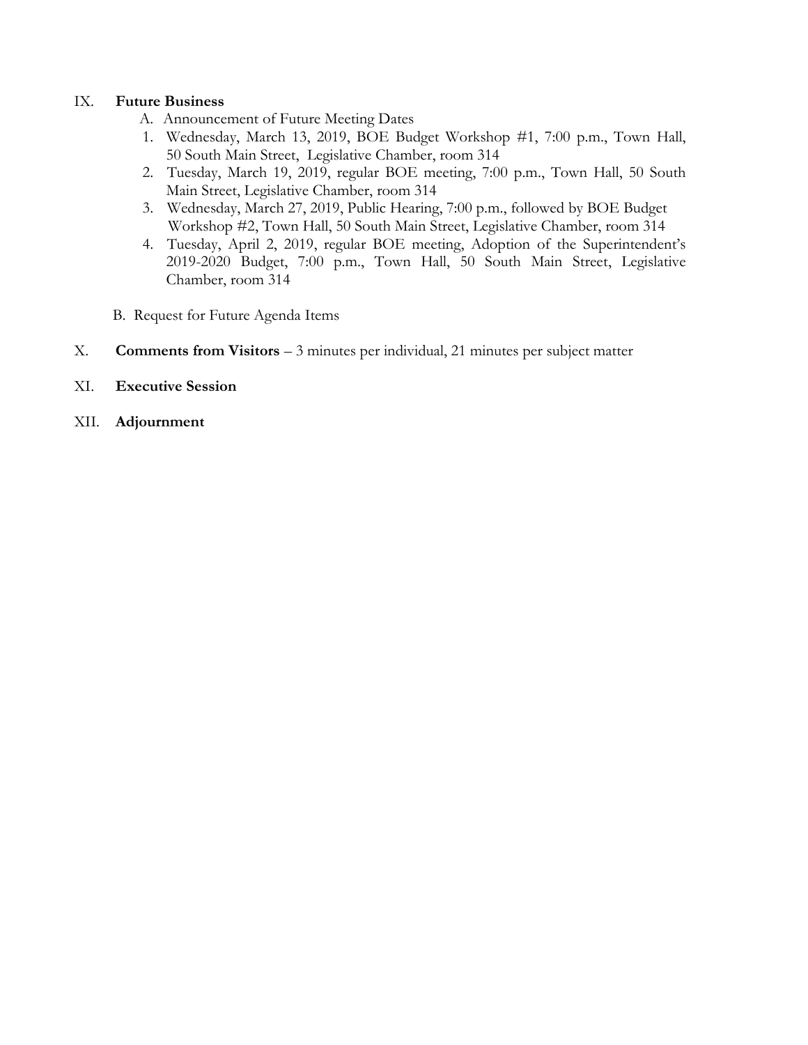IX. **Future Business**

A. Announcement of Future Meeting Dates

1. Wednesday, March 13, 2019, BOE Budget Workshop #1, 7:00 p.m., Town Hall, 50 South Main Street, Legislative Chamber, room 314
2. Tuesday, March 19, 2019, regular BOE meeting, 7:00 p.m., Town Hall, 50 South Main Street, Legislative Chamber, room 314
3. Wednesday, March 27, 2019, Public Hearing, 7:00 p.m., followed by BOE Budget Workshop #2, Town Hall, 50 South Main Street, Legislative Chamber, room 314
4. Tuesday, April 2, 2019, regular BOE meeting, Adoption of the Superintendent's 2019-2020 Budget, 7:00 p.m., Town Hall, 50 South Main Street, Legislative Chamber, room 314

B. Request for Future Agenda Items

X. **Comments from Visitors** – 3 minutes per individual, 21 minutes per subject matter

XI. **Executive Session**

XII. **Adjournment**